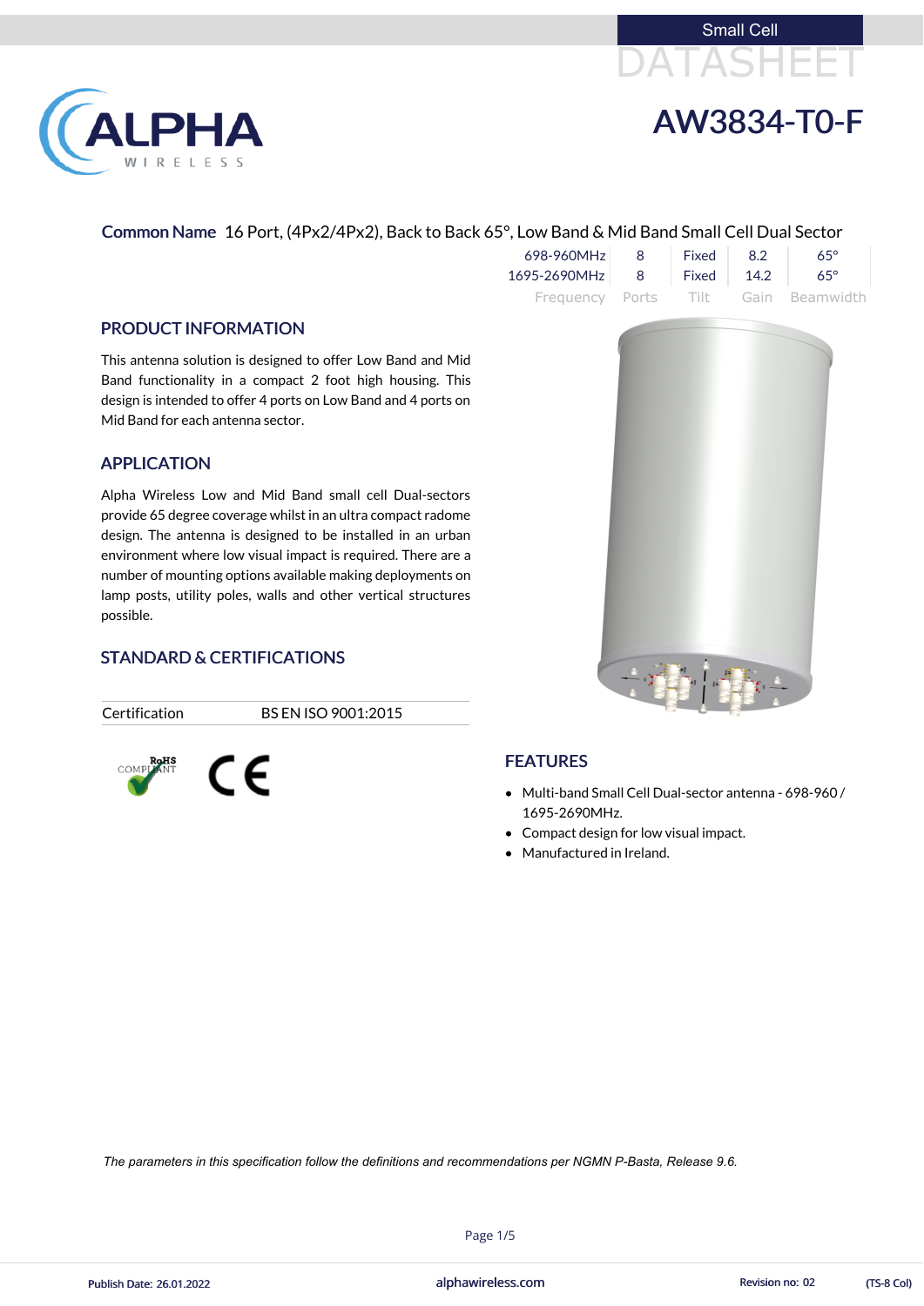Small Cell

DATASHEET

# AW3834-T0-F

**Common Name** 16 Port, (4Px2/4Px2), Back to Back 65°, Low Band & Mid Band Small Cell Dual Sector

| Frequency | Ports | Tilt | Gain | Beamwidth |
|---|---|---|---|---|
| 698-960MHz | 8 | Fixed | 8.2 | 65° |
| 1695-2690MHz | 8 | Fixed | 14.2 | 65° |

## PRODUCT INFORMATION

This antenna solution is designed to offer Low Band and Mid Band functionality in a compact 2 foot high housing. This design is intended to offer 4 ports on Low Band and 4 ports on Mid Band for each antenna sector.

## APPLICATION

Alpha Wireless Low and Mid Band small cell Dual-sectors provide 65 degree coverage whilst in an ultra compact radome design. The antenna is designed to be installed in an urban environment where low visual impact is required. There are a number of mounting options available making deployments on lamp posts, utility poles, walls and other vertical structures possible.

## STANDARD & CERTIFICATIONS

| Certification | BS EN ISO 9001:2015 |
|---|---|

RoHS COMPLIANT CE

## FEATURES

- Multi-band Small Cell Dual-sector antenna - 698-960 / 1695-2690MHz.
- Compact design for low visual impact.
- Manufactured in Ireland.

*The parameters in this specification follow the definitions and recommendations per NGMN P-Basta, Release 9.6.*

Publish Date: 26.01.2022 alphawireless.com Revision no: 02 (TS-8 Col)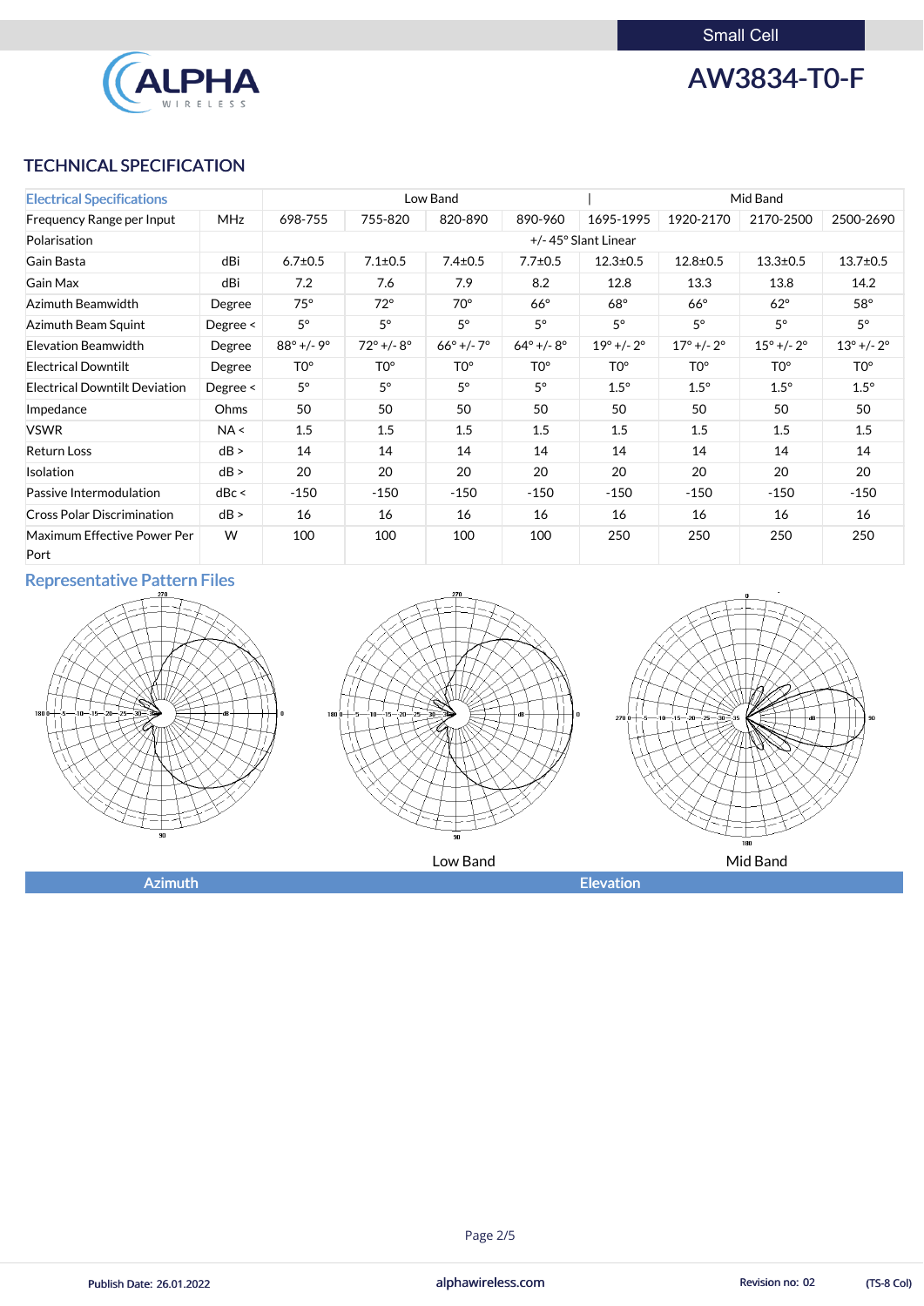AW3834-T0-F

## TECHNICAL SPECIFICATION

| Electrical Specifications | | Low Band | | | | Mid Band | | | |
|---|---|---|---|---|---|---|---|---|---|
| Frequency Range per Input | MHz | 698-755 | 755-820 | 820-890 | 890-960 | 1695-1995 | 1920-2170 | 2170-2500 | 2500-2690 |
| Polarisation | | +/- 45° Slant Linear | | | | | | | |
| Gain Basta | dBi | 6.7±0.5 | 7.1±0.5 | 7.4±0.5 | 7.7±0.5 | 12.3±0.5 | 12.8±0.5 | 13.3±0.5 | 13.7±0.5 |
| Gain Max | dBi | 7.2 | 7.6 | 7.9 | 8.2 | 12.8 | 13.3 | 13.8 | 14.2 |
| Azimuth Beamwidth | Degree | 75° | 72° | 70° | 66° | 68° | 66° | 62° | 58° |
| Azimuth Beam Squint | Degree < | 5° | 5° | 5° | 5° | 5° | 5° | 5° | 5° |
| Elevation Beamwidth | Degree | 88° +/- 9° | 72° +/- 8° | 66° +/- 7° | 64° +/- 8° | 19° +/- 2° | 17° +/- 2° | 15° +/- 2° | 13° +/- 2° |
| Electrical Downtilt | Degree | T0° | T0° | T0° | T0° | T0° | T0° | T0° | T0° |
| Electrical Downtilt Deviation | Degree < | 5° | 5° | 5° | 5° | 1.5° | 1.5° | 1.5° | 1.5° |
| Impedance | Ohms | 50 | 50 | 50 | 50 | 50 | 50 | 50 | 50 |
| VSWR | NA < | 1.5 | 1.5 | 1.5 | 1.5 | 1.5 | 1.5 | 1.5 | 1.5 |
| Return Loss | dB > | 14 | 14 | 14 | 14 | 14 | 14 | 14 | 14 |
| Isolation | dB > | 20 | 20 | 20 | 20 | 20 | 20 | 20 | 20 |
| Passive Intermodulation | dBc < | -150 | -150 | -150 | -150 | -150 | -150 | -150 | -150 |
| Cross Polar Discrimination | dB > | 16 | 16 | 16 | 16 | 16 | 16 | 16 | 16 |
| Maximum Effective Power Per Port | W | 100 | 100 | 100 | 100 | 250 | 250 | 250 | 250 |

### Representative Pattern Files

Low Band | Mid Band

Azimuth | Elevation

Publish Date: 26.01.2022 | alphawireless.com | Revision no: 02 | (TS-8 Col)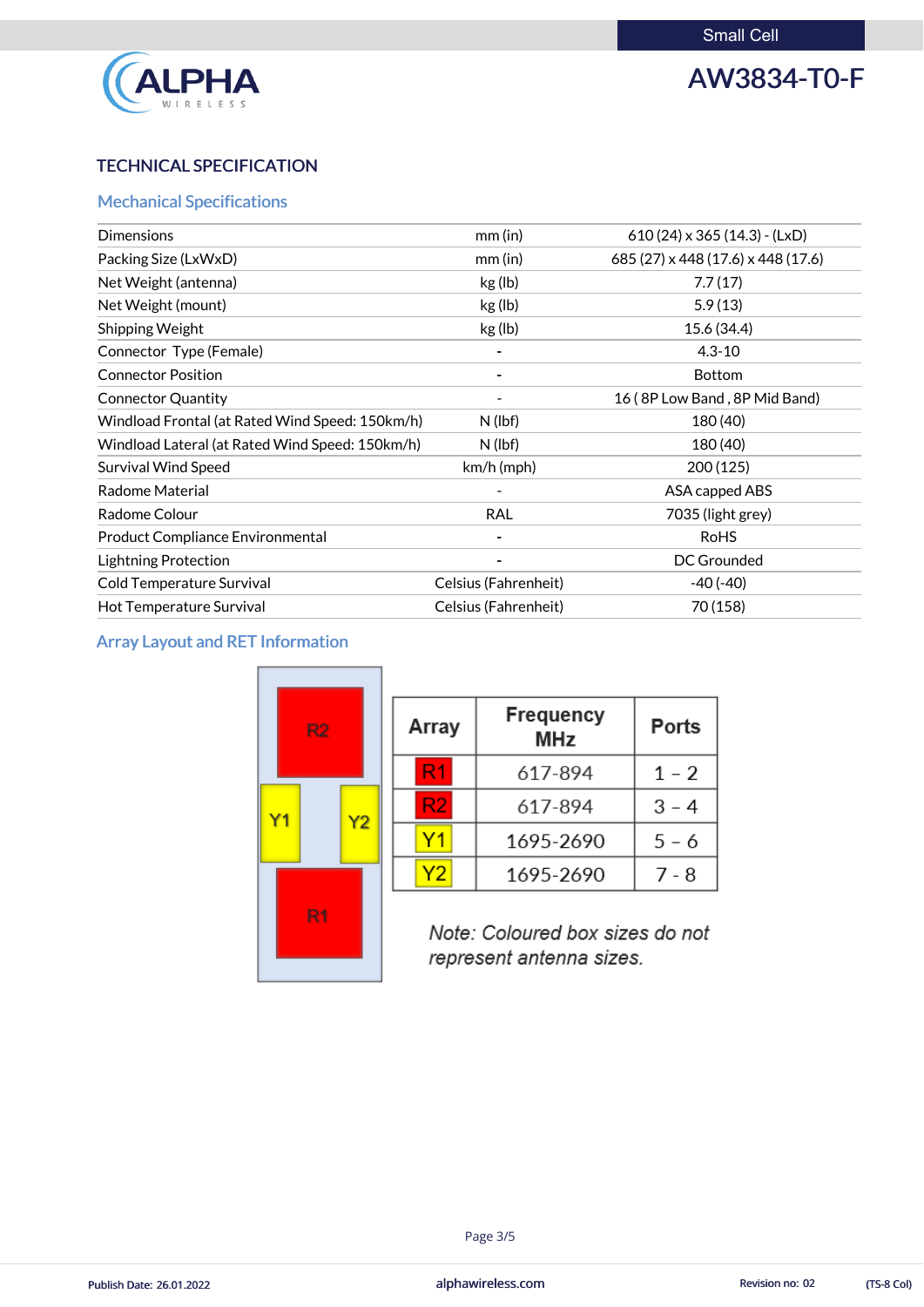Small Cell

# AW3834-T0-F

## TECHNICAL SPECIFICATION

### Mechanical Specifications

| | | |
|---|---|---|
| Dimensions | mm (in) | 610 (24) x 365 (14.3) - (LxD) |
| Packing Size (LxWxD) | mm (in) | 685 (27) x 448 (17.6) x 448 (17.6) |
| Net Weight (antenna) | kg (lb) | 7.7 (17) |
| Net Weight (mount) | kg (lb) | 5.9 (13) |
| Shipping Weight | kg (lb) | 15.6 (34.4) |
| Connector Type (Female) | - | 4.3-10 |
| Connector Position | - | Bottom |
| Connector Quantity | - | 16 ( 8P Low Band , 8P Mid Band) |
| Windload Frontal (at Rated Wind Speed: 150km/h) | N (lbf) | 180 (40) |
| Windload Lateral (at Rated Wind Speed: 150km/h) | N (lbf) | 180 (40) |
| Survival Wind Speed | km/h (mph) | 200 (125) |
| Radome Material | - | ASA capped ABS |
| Radome Colour | RAL | 7035 (light grey) |
| Product Compliance Environmental | - | RoHS |
| Lightning Protection | - | DC Grounded |
| Cold Temperature Survival | Celsius (Fahrenheit) | -40 (-40) |
| Hot Temperature Survival | Celsius (Fahrenheit) | 70 (158) |

### Array Layout and RET Information

Layout (top to bottom): R2; Y1 (left), Y2 (right); R1

| Array | Frequency MHz | Ports |
|---|---|---|
| R1 | 617-894 | 1 – 2 |
| R2 | 617-894 | 3 – 4 |
| Y1 | 1695-2690 | 5 – 6 |
| Y2 | 1695-2690 | 7 - 8 |

*Note: Coloured box sizes do not represent antenna sizes.*

Publish Date: 26.01.2022 | alphawireless.com | Revision no: 02 | (TS-8 Col)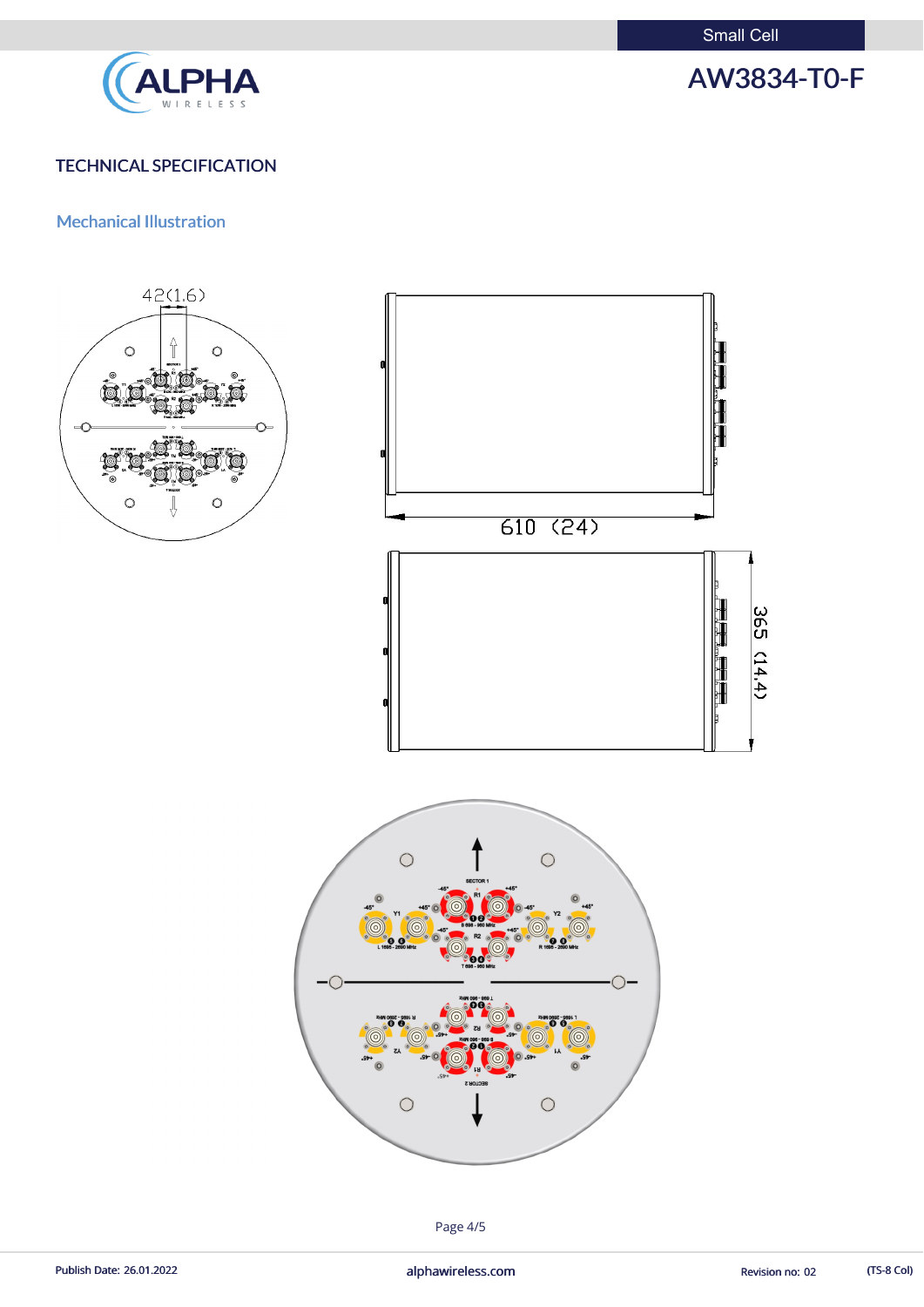# TECHNICAL SPECIFICATION

## Mechanical Illustration

42(1.6)

610 (24)

365 (14.4)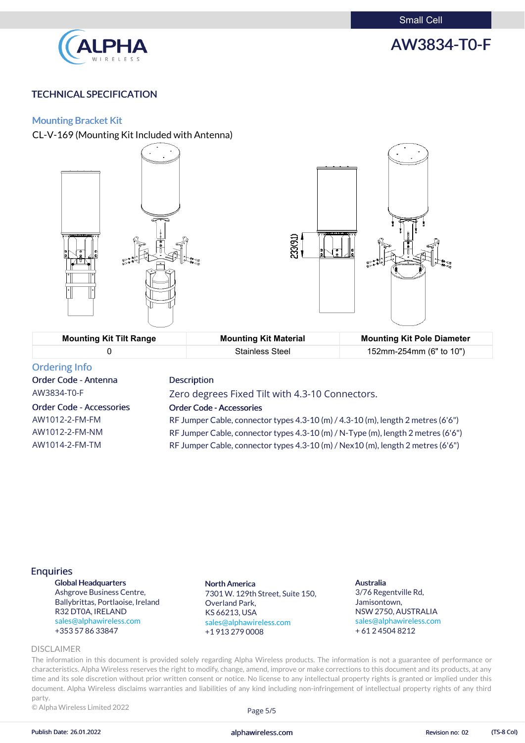# AW3834-T0-F

## TECHNICAL SPECIFICATION

### Mounting Bracket Kit

CL-V-169 (Mounting Kit Included with Antenna)

233(9.1)

| Mounting Kit Tilt Range | Mounting Kit Material | Mounting Kit Pole Diameter |
|---|---|---|
| 0 | Stainless Steel | 152mm-254mm (6" to 10") |

### Ordering Info

| Order Code - Antenna | Description |
|---|---|
| AW3834-T0-F | Zero degrees Fixed Tilt with 4.3-10 Connectors. |
| **Order Code - Accessories** | **Order Code - Accessories** |
| AW1012-2-FM-FM | RF Jumper Cable, connector types 4.3-10 (m) / 4.3-10 (m), length 2 metres (6'6") |
| AW1012-2-FM-NM | RF Jumper Cable, connector types 4.3-10 (m) / N-Type (m), length 2 metres (6'6") |
| AW1014-2-FM-TM | RF Jumper Cable, connector types 4.3-10 (m) / Nex10 (m), length 2 metres (6'6") |

## Enquiries

**Global Headquarters**
Ashgrove Business Centre,
Ballybrittas, Portlaoise, Ireland
R32 DT0A, IRELAND
sales@alphawireless.com
+353 57 86 33847

**North America**
7301 W. 129th Street, Suite 150,
Overland Park,
KS 66213, USA
sales@alphawireless.com
+1 913 279 0008

**Australia**
3/76 Regentville Rd,
Jamisontown,
NSW 2750, AUSTRALIA
sales@alphawireless.com
+ 61 2 4504 8212

DISCLAIMER

The information in this document is provided solely regarding Alpha Wireless products. The information is not a guarantee of performance or characteristics. Alpha Wireless reserves the right to modify, change, amend, improve or make corrections to this document and its products, at any time and its sole discretion without prior written consent or notice. No license to any intellectual property rights is granted or implied under this document. Alpha Wireless disclaims warranties and liabilities of any kind including non-infringement of intellectual property rights of any third party.

© Alpha Wireless Limited 2022

Publish Date: 26.01.2022 alphawireless.com Revision no: 02 (TS-8 Col)